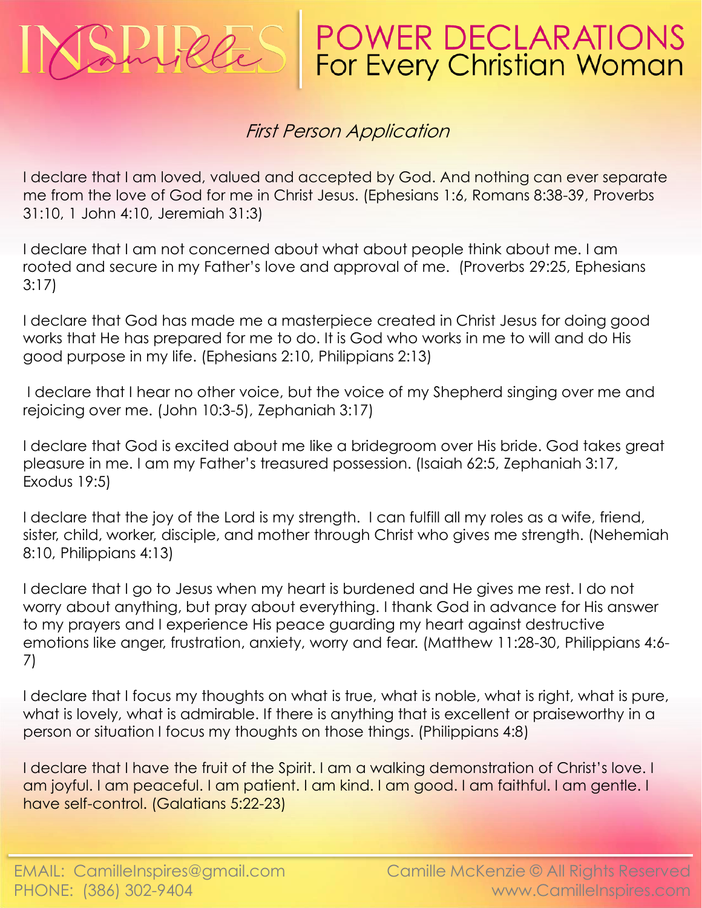# INSPIRES Camille | POWER DECLARATIONS For Every Christian Woman

*First Person Application*

I declare that I am loved, valued and accepted by God. And nothing can ever separate me from the love of God for me in Christ Jesus. (Ephesians 1:6, Romans 8:38-39, Proverbs 31:10, 1 John 4:10, Jeremiah 31:3)

I declare that I am not concerned about what about people think about me. I am rooted and secure in my Father's love and approval of me. (Proverbs 29:25, Ephesians 3:17)

I declare that God has made me a masterpiece created in Christ Jesus for doing good works that He has prepared for me to do. It is God who works in me to will and do His good purpose in my life. (Ephesians 2:10, Philippians 2:13)

I declare that I hear no other voice, but the voice of my Shepherd singing over me and rejoicing over me. (John 10:3-5), Zephaniah 3:17)

I declare that God is excited about me like a bridegroom over His bride. God takes great pleasure in me. I am my Father's treasured possession. (Isaiah 62:5, Zephaniah 3:17, Exodus 19:5)

I declare that the joy of the Lord is my strength. I can fulfill all my roles as a wife, friend, sister, child, worker, disciple, and mother through Christ who gives me strength. (Nehemiah 8:10, Philippians 4:13)

I declare that I go to Jesus when my heart is burdened and He gives me rest. I do not worry about anything, but pray about everything. I thank God in advance for His answer to my prayers and I experience His peace guarding my heart against destructive emotions like anger, frustration, anxiety, worry and fear. (Matthew 11:28-30, Philippians 4:6-7)

I declare that I focus my thoughts on what is true, what is noble, what is right, what is pure, what is lovely, what is admirable. If there is anything that is excellent or praiseworthy in a person or situation I focus my thoughts on those things. (Philippians 4:8)

I declare that I have the fruit of the Spirit. I am a walking demonstration of Christ's love. I am joyful. I am peaceful. I am patient. I am kind. I am good. I am faithful. I am gentle. I have self-control. (Galatians 5:22-23)

EMAIL: CamilleInspires@gmail.com
PHONE: (386) 302-9404

Camille McKenzie © All Rights Reserved
www.CamilleInspires.com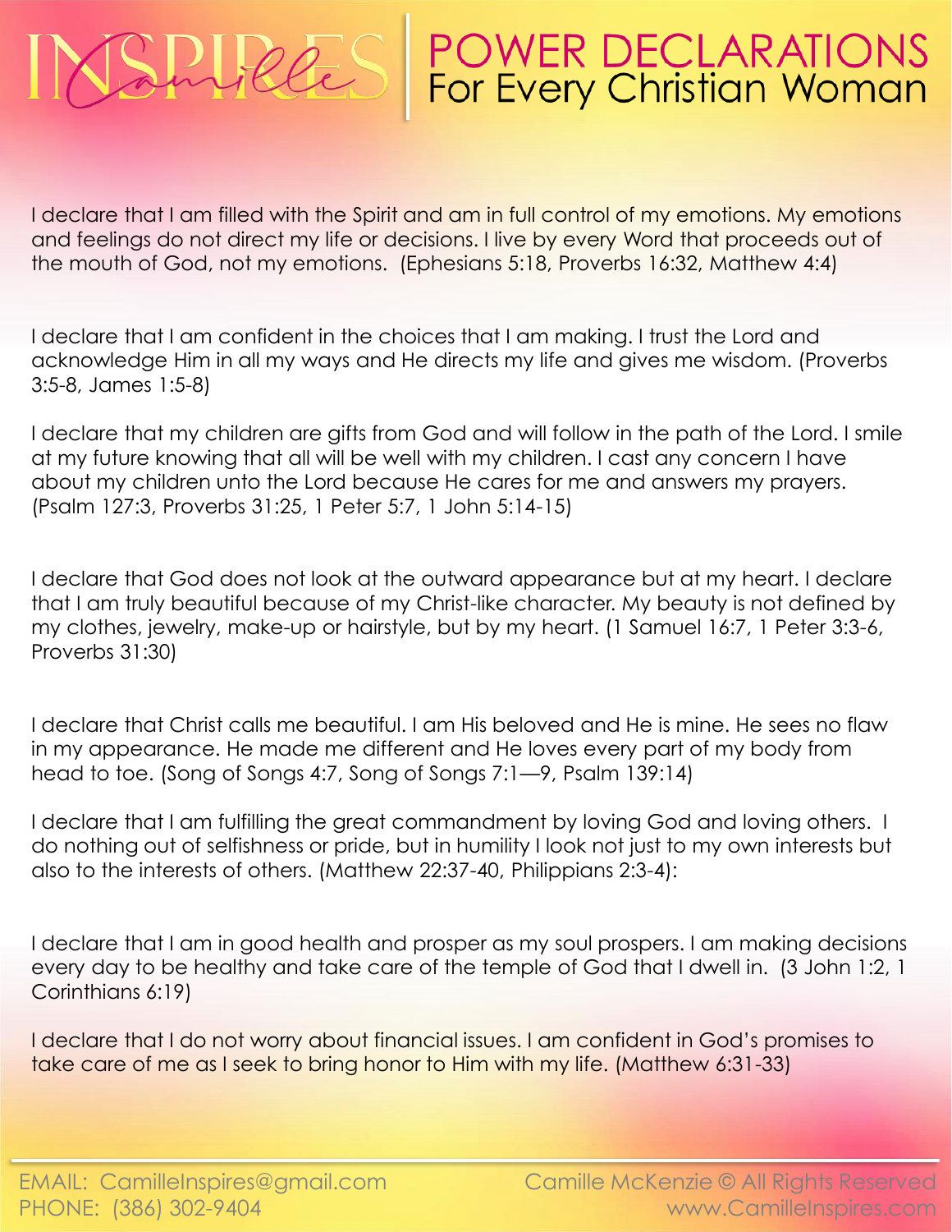# INSPIRES Camille | POWER DECLARATIONS For Every Christian Woman

I declare that I am filled with the Spirit and am in full control of my emotions. My emotions and feelings do not direct my life or decisions. I live by every Word that proceeds out of the mouth of God, not my emotions. (Ephesians 5:18, Proverbs 16:32, Matthew 4:4)

I declare that I am confident in the choices that I am making. I trust the Lord and acknowledge Him in all my ways and He directs my life and gives me wisdom. (Proverbs 3:5-8, James 1:5-8)

I declare that my children are gifts from God and will follow in the path of the Lord. I smile at my future knowing that all will be well with my children. I cast any concern I have about my children unto the Lord because He cares for me and answers my prayers. (Psalm 127:3, Proverbs 31:25, 1 Peter 5:7, 1 John 5:14-15)

I declare that God does not look at the outward appearance but at my heart. I declare that I am truly beautiful because of my Christ-like character. My beauty is not defined by my clothes, jewelry, make-up or hairstyle, but by my heart. (1 Samuel 16:7, 1 Peter 3:3-6, Proverbs 31:30)

I declare that Christ calls me beautiful. I am His beloved and He is mine. He sees no flaw in my appearance. He made me different and He loves every part of my body from head to toe. (Song of Songs 4:7, Song of Songs 7:1—9, Psalm 139:14)

I declare that I am fulfilling the great commandment by loving God and loving others. I do nothing out of selfishness or pride, but in humility I look not just to my own interests but also to the interests of others. (Matthew 22:37-40, Philippians 2:3-4):

I declare that I am in good health and prosper as my soul prospers. I am making decisions every day to be healthy and take care of the temple of God that I dwell in. (3 John 1:2, 1 Corinthians 6:19)

I declare that I do not worry about financial issues. I am confident in God's promises to take care of me as I seek to bring honor to Him with my life. (Matthew 6:31-33)

EMAIL: CamilleInspires@gmail.com
PHONE: (386) 302-9404

Camille McKenzie © All Rights Reserved
www.CamilleInspires.com